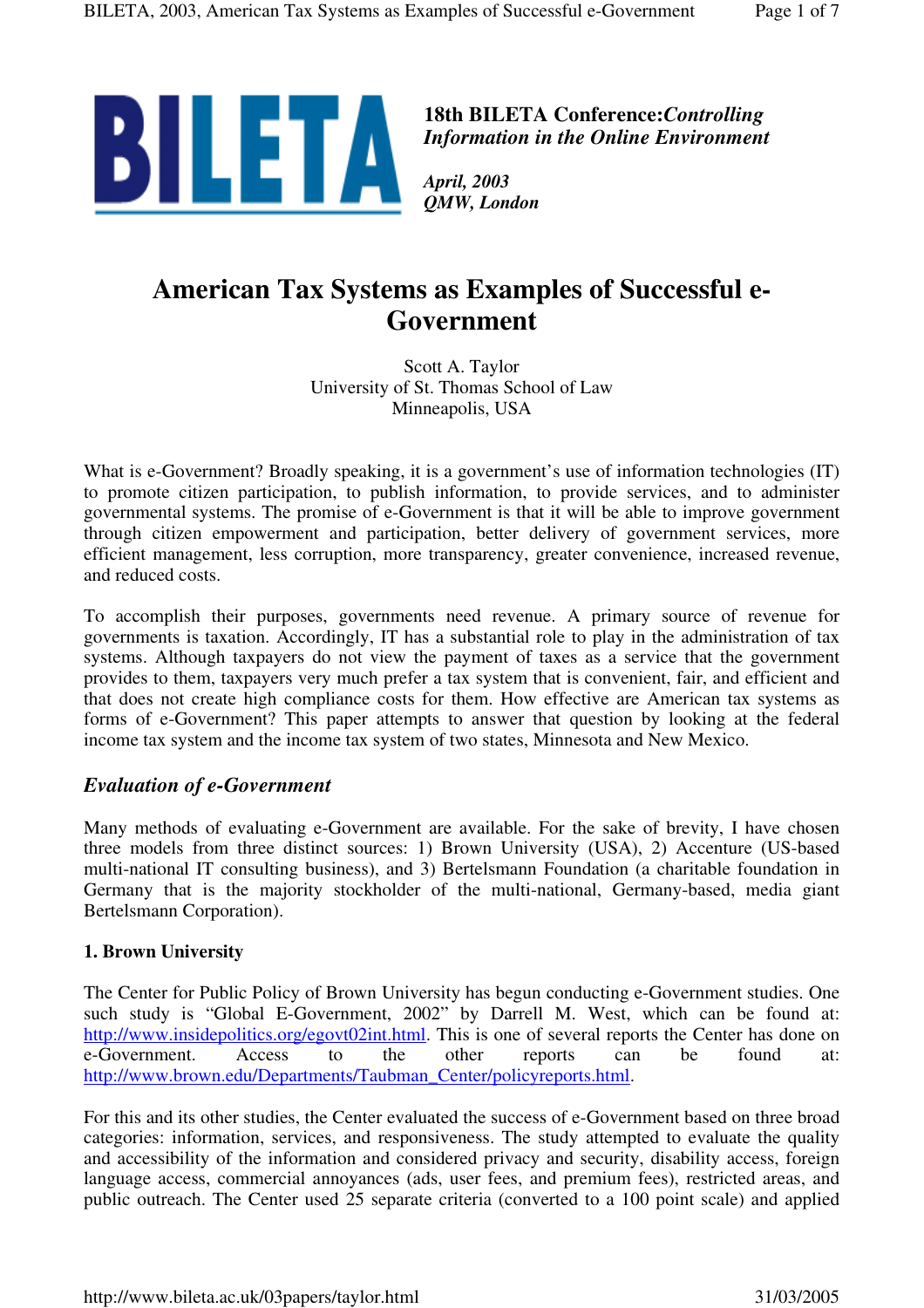**18th BILETA Conference:** ***Controlling Information in the Online Environment***

***April, 2003***
***QMW, London***

# American Tax Systems as Examples of Successful e-Government

Scott A. Taylor
University of St. Thomas School of Law
Minneapolis, USA

What is e-Government? Broadly speaking, it is a government's use of information technologies (IT) to promote citizen participation, to publish information, to provide services, and to administer governmental systems. The promise of e-Government is that it will be able to improve government through citizen empowerment and participation, better delivery of government services, more efficient management, less corruption, more transparency, greater convenience, increased revenue, and reduced costs.

To accomplish their purposes, governments need revenue. A primary source of revenue for governments is taxation. Accordingly, IT has a substantial role to play in the administration of tax systems. Although taxpayers do not view the payment of taxes as a service that the government provides to them, taxpayers very much prefer a tax system that is convenient, fair, and efficient and that does not create high compliance costs for them. How effective are American tax systems as forms of e-Government? This paper attempts to answer that question by looking at the federal income tax system and the income tax system of two states, Minnesota and New Mexico.

## *Evaluation of e-Government*

Many methods of evaluating e-Government are available. For the sake of brevity, I have chosen three models from three distinct sources: 1) Brown University (USA), 2) Accenture (US-based multi-national IT consulting business), and 3) Bertelsmann Foundation (a charitable foundation in Germany that is the majority stockholder of the multi-national, Germany-based, media giant Bertelsmann Corporation).

### 1. Brown University

The Center for Public Policy of Brown University has begun conducting e-Government studies. One such study is "Global E-Government, 2002" by Darrell M. West, which can be found at: http://www.insidepolitics.org/egovt02int.html. This is one of several reports the Center has done on e-Government. Access to the other reports can be found at: http://www.brown.edu/Departments/Taubman_Center/policyreports.html.

For this and its other studies, the Center evaluated the success of e-Government based on three broad categories: information, services, and responsiveness. The study attempted to evaluate the quality and accessibility of the information and considered privacy and security, disability access, foreign language access, commercial annoyances (ads, user fees, and premium fees), restricted areas, and public outreach. The Center used 25 separate criteria (converted to a 100 point scale) and applied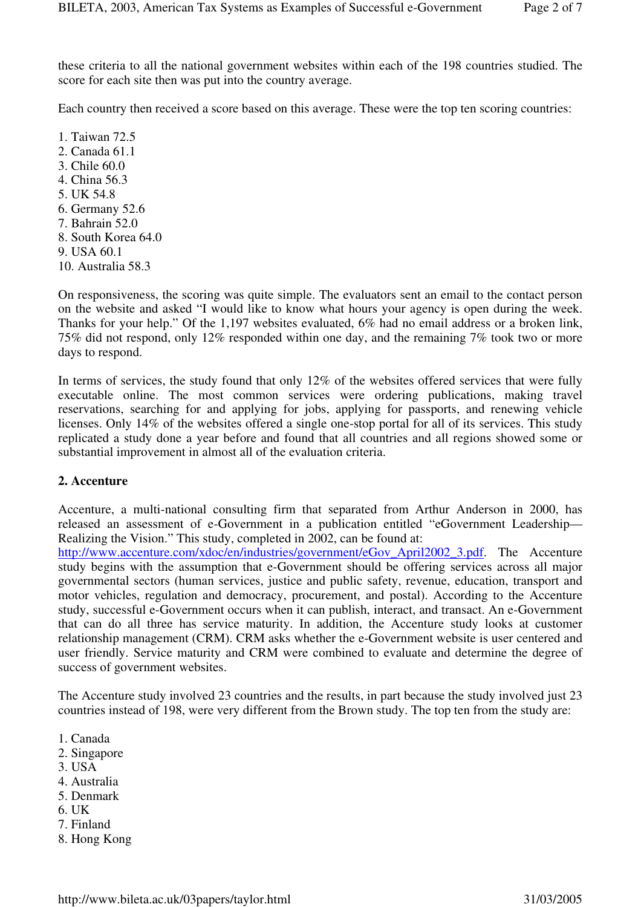these criteria to all the national government websites within each of the 198 countries studied. The score for each site then was put into the country average.

Each country then received a score based on this average. These were the top ten scoring countries:

1. Taiwan 72.5
2. Canada 61.1
3. Chile 60.0
4. China 56.3
5. UK 54.8
6. Germany 52.6
7. Bahrain 52.0
8. South Korea 64.0
9. USA 60.1
10. Australia 58.3

On responsiveness, the scoring was quite simple. The evaluators sent an email to the contact person on the website and asked "I would like to know what hours your agency is open during the week. Thanks for your help." Of the 1,197 websites evaluated, 6% had no email address or a broken link, 75% did not respond, only 12% responded within one day, and the remaining 7% took two or more days to respond.

In terms of services, the study found that only 12% of the websites offered services that were fully executable online. The most common services were ordering publications, making travel reservations, searching for and applying for jobs, applying for passports, and renewing vehicle licenses. Only 14% of the websites offered a single one-stop portal for all of its services. This study replicated a study done a year before and found that all countries and all regions showed some or substantial improvement in almost all of the evaluation criteria.

**2. Accenture**

Accenture, a multi-national consulting firm that separated from Arthur Anderson in 2000, has released an assessment of e-Government in a publication entitled "eGovernment Leadership—Realizing the Vision." This study, completed in 2002, can be found at: http://www.accenture.com/xdoc/en/industries/government/eGov_April2002_3.pdf. The Accenture study begins with the assumption that e-Government should be offering services across all major governmental sectors (human services, justice and public safety, revenue, education, transport and motor vehicles, regulation and democracy, procurement, and postal). According to the Accenture study, successful e-Government occurs when it can publish, interact, and transact. An e-Government that can do all three has service maturity. In addition, the Accenture study looks at customer relationship management (CRM). CRM asks whether the e-Government website is user centered and user friendly. Service maturity and CRM were combined to evaluate and determine the degree of success of government websites.

The Accenture study involved 23 countries and the results, in part because the study involved just 23 countries instead of 198, were very different from the Brown study. The top ten from the study are:

1. Canada
2. Singapore
3. USA
4. Australia
5. Denmark
6. UK
7. Finland
8. Hong Kong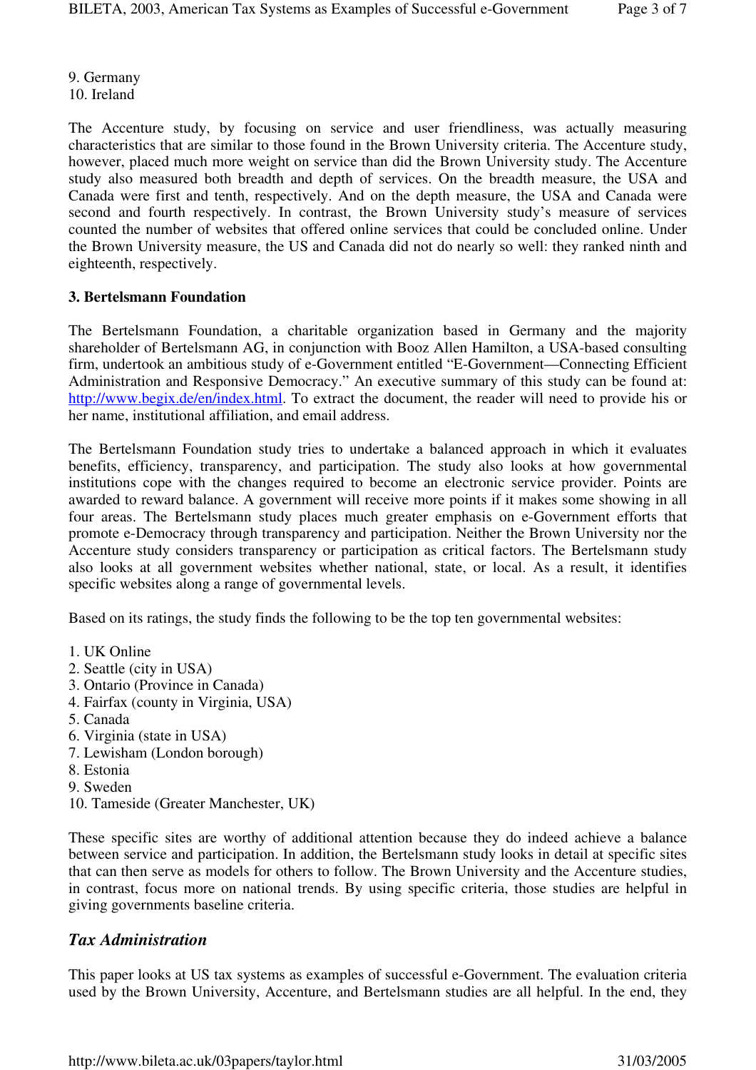9. Germany
10. Ireland

The Accenture study, by focusing on service and user friendliness, was actually measuring characteristics that are similar to those found in the Brown University criteria. The Accenture study, however, placed much more weight on service than did the Brown University study. The Accenture study also measured both breadth and depth of services. On the breadth measure, the USA and Canada were first and tenth, respectively. And on the depth measure, the USA and Canada were second and fourth respectively. In contrast, the Brown University study's measure of services counted the number of websites that offered online services that could be concluded online. Under the Brown University measure, the US and Canada did not do nearly so well: they ranked ninth and eighteenth, respectively.

**3. Bertelsmann Foundation**

The Bertelsmann Foundation, a charitable organization based in Germany and the majority shareholder of Bertelsmann AG, in conjunction with Booz Allen Hamilton, a USA-based consulting firm, undertook an ambitious study of e-Government entitled "E-Government—Connecting Efficient Administration and Responsive Democracy." An executive summary of this study can be found at: [http://www.begix.de/en/index.html](http://www.begix.de/en/index.html). To extract the document, the reader will need to provide his or her name, institutional affiliation, and email address.

The Bertelsmann Foundation study tries to undertake a balanced approach in which it evaluates benefits, efficiency, transparency, and participation. The study also looks at how governmental institutions cope with the changes required to become an electronic service provider. Points are awarded to reward balance. A government will receive more points if it makes some showing in all four areas. The Bertelsmann study places much greater emphasis on e-Government efforts that promote e-Democracy through transparency and participation. Neither the Brown University nor the Accenture study considers transparency or participation as critical factors. The Bertelsmann study also looks at all government websites whether national, state, or local. As a result, it identifies specific websites along a range of governmental levels.

Based on its ratings, the study finds the following to be the top ten governmental websites:

1. UK Online
2. Seattle (city in USA)
3. Ontario (Province in Canada)
4. Fairfax (county in Virginia, USA)
5. Canada
6. Virginia (state in USA)
7. Lewisham (London borough)
8. Estonia
9. Sweden
10. Tameside (Greater Manchester, UK)

These specific sites are worthy of additional attention because they do indeed achieve a balance between service and participation. In addition, the Bertelsmann study looks in detail at specific sites that can then serve as models for others to follow. The Brown University and the Accenture studies, in contrast, focus more on national trends. By using specific criteria, those studies are helpful in giving governments baseline criteria.

## *Tax Administration*

This paper looks at US tax systems as examples of successful e-Government. The evaluation criteria used by the Brown University, Accenture, and Bertelsmann studies are all helpful. In the end, they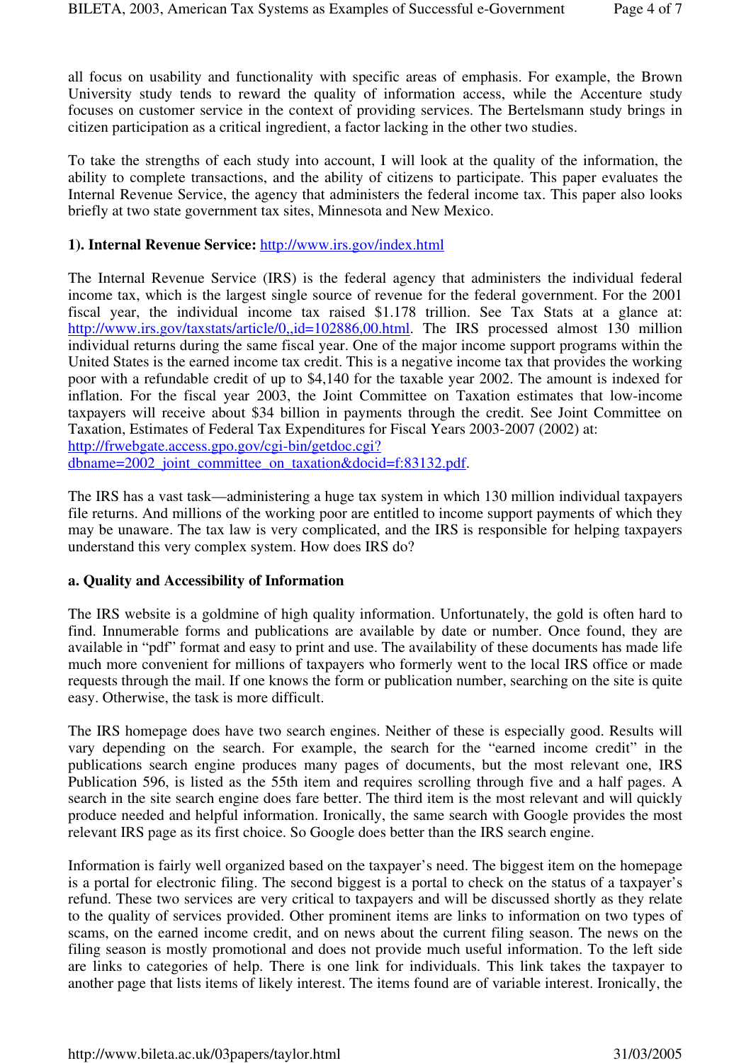all focus on usability and functionality with specific areas of emphasis. For example, the Brown University study tends to reward the quality of information access, while the Accenture study focuses on customer service in the context of providing services. The Bertelsmann study brings in citizen participation as a critical ingredient, a factor lacking in the other two studies.

To take the strengths of each study into account, I will look at the quality of the information, the ability to complete transactions, and the ability of citizens to participate. This paper evaluates the Internal Revenue Service, the agency that administers the federal income tax. This paper also looks briefly at two state government tax sites, Minnesota and New Mexico.

**1). Internal Revenue Service:** [http://www.irs.gov/index.html](http://www.irs.gov/index.html)

The Internal Revenue Service (IRS) is the federal agency that administers the individual federal income tax, which is the largest single source of revenue for the federal government. For the 2001 fiscal year, the individual income tax raised $1.178 trillion. See Tax Stats at a glance at: [http://www.irs.gov/taxstats/article/0,,id=102886,00.html](http://www.irs.gov/taxstats/article/0,,id=102886,00.html). The IRS processed almost 130 million individual returns during the same fiscal year. One of the major income support programs within the United States is the earned income tax credit. This is a negative income tax that provides the working poor with a refundable credit of up to $4,140 for the taxable year 2002. The amount is indexed for inflation. For the fiscal year 2003, the Joint Committee on Taxation estimates that low-income taxpayers will receive about $34 billion in payments through the credit. See Joint Committee on Taxation, Estimates of Federal Tax Expenditures for Fiscal Years 2003-2007 (2002) at: [http://frwebgate.access.gpo.gov/cgi-bin/getdoc.cgi?dbname=2002_joint_committee_on_taxation&docid=f:83132.pdf](http://frwebgate.access.gpo.gov/cgi-bin/getdoc.cgi?dbname=2002_joint_committee_on_taxation&docid=f:83132.pdf).

The IRS has a vast task—administering a huge tax system in which 130 million individual taxpayers file returns. And millions of the working poor are entitled to income support payments of which they may be unaware. The tax law is very complicated, and the IRS is responsible for helping taxpayers understand this very complex system. How does IRS do?

**a. Quality and Accessibility of Information**

The IRS website is a goldmine of high quality information. Unfortunately, the gold is often hard to find. Innumerable forms and publications are available by date or number. Once found, they are available in "pdf" format and easy to print and use. The availability of these documents has made life much more convenient for millions of taxpayers who formerly went to the local IRS office or made requests through the mail. If one knows the form or publication number, searching on the site is quite easy. Otherwise, the task is more difficult.

The IRS homepage does have two search engines. Neither of these is especially good. Results will vary depending on the search. For example, the search for the "earned income credit" in the publications search engine produces many pages of documents, but the most relevant one, IRS Publication 596, is listed as the 55th item and requires scrolling through five and a half pages. A search in the site search engine does fare better. The third item is the most relevant and will quickly produce needed and helpful information. Ironically, the same search with Google provides the most relevant IRS page as its first choice. So Google does better than the IRS search engine.

Information is fairly well organized based on the taxpayer's need. The biggest item on the homepage is a portal for electronic filing. The second biggest is a portal to check on the status of a taxpayer's refund. These two services are very critical to taxpayers and will be discussed shortly as they relate to the quality of services provided. Other prominent items are links to information on two types of scams, on the earned income credit, and on news about the current filing season. The news on the filing season is mostly promotional and does not provide much useful information. To the left side are links to categories of help. There is one link for individuals. This link takes the taxpayer to another page that lists items of likely interest. The items found are of variable interest. Ironically, the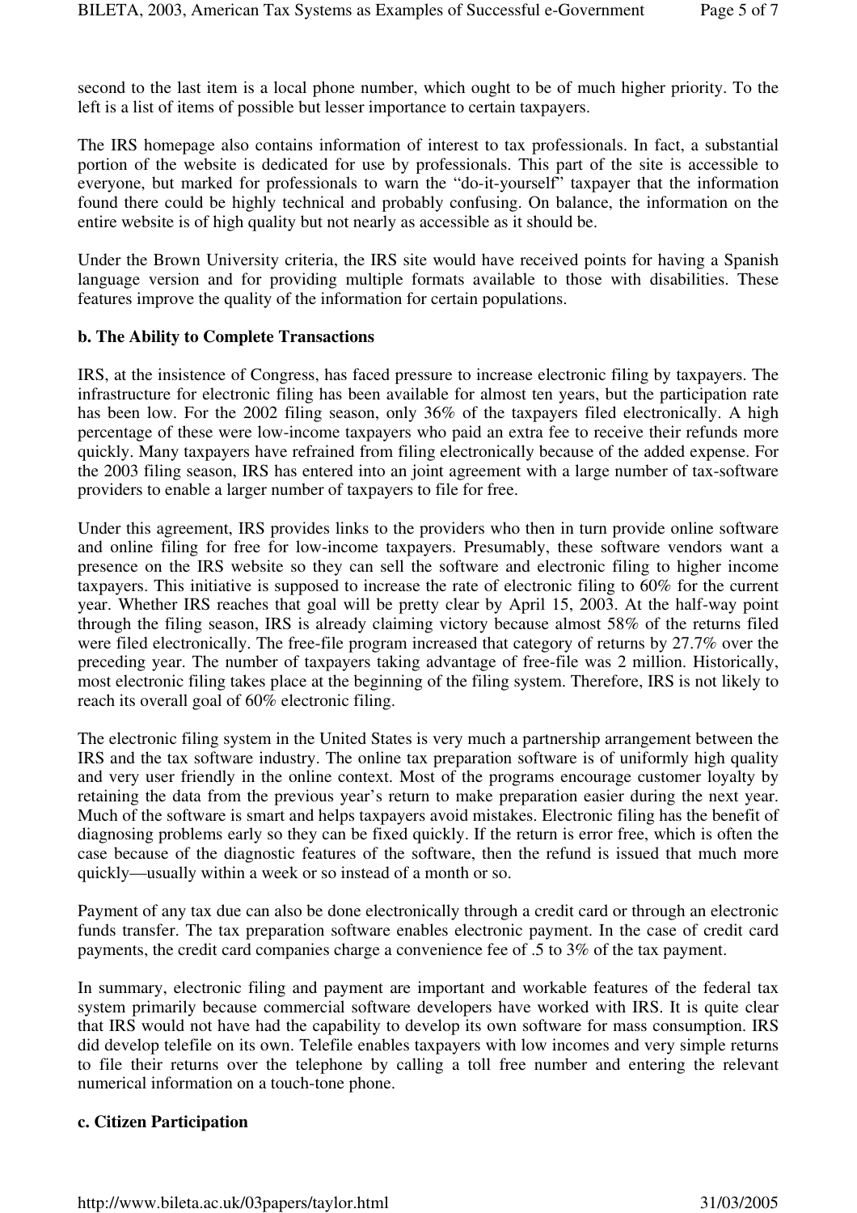second to the last item is a local phone number, which ought to be of much higher priority. To the left is a list of items of possible but lesser importance to certain taxpayers.

The IRS homepage also contains information of interest to tax professionals. In fact, a substantial portion of the website is dedicated for use by professionals. This part of the site is accessible to everyone, but marked for professionals to warn the "do-it-yourself" taxpayer that the information found there could be highly technical and probably confusing. On balance, the information on the entire website is of high quality but not nearly as accessible as it should be.

Under the Brown University criteria, the IRS site would have received points for having a Spanish language version and for providing multiple formats available to those with disabilities. These features improve the quality of the information for certain populations.

**b. The Ability to Complete Transactions**

IRS, at the insistence of Congress, has faced pressure to increase electronic filing by taxpayers. The infrastructure for electronic filing has been available for almost ten years, but the participation rate has been low. For the 2002 filing season, only 36% of the taxpayers filed electronically. A high percentage of these were low-income taxpayers who paid an extra fee to receive their refunds more quickly. Many taxpayers have refrained from filing electronically because of the added expense. For the 2003 filing season, IRS has entered into an joint agreement with a large number of tax-software providers to enable a larger number of taxpayers to file for free.

Under this agreement, IRS provides links to the providers who then in turn provide online software and online filing for free for low-income taxpayers. Presumably, these software vendors want a presence on the IRS website so they can sell the software and electronic filing to higher income taxpayers. This initiative is supposed to increase the rate of electronic filing to 60% for the current year. Whether IRS reaches that goal will be pretty clear by April 15, 2003. At the half-way point through the filing season, IRS is already claiming victory because almost 58% of the returns filed were filed electronically. The free-file program increased that category of returns by 27.7% over the preceding year. The number of taxpayers taking advantage of free-file was 2 million. Historically, most electronic filing takes place at the beginning of the filing system. Therefore, IRS is not likely to reach its overall goal of 60% electronic filing.

The electronic filing system in the United States is very much a partnership arrangement between the IRS and the tax software industry. The online tax preparation software is of uniformly high quality and very user friendly in the online context. Most of the programs encourage customer loyalty by retaining the data from the previous year's return to make preparation easier during the next year. Much of the software is smart and helps taxpayers avoid mistakes. Electronic filing has the benefit of diagnosing problems early so they can be fixed quickly. If the return is error free, which is often the case because of the diagnostic features of the software, then the refund is issued that much more quickly—usually within a week or so instead of a month or so.

Payment of any tax due can also be done electronically through a credit card or through an electronic funds transfer. The tax preparation software enables electronic payment. In the case of credit card payments, the credit card companies charge a convenience fee of .5 to 3% of the tax payment.

In summary, electronic filing and payment are important and workable features of the federal tax system primarily because commercial software developers have worked with IRS. It is quite clear that IRS would not have had the capability to develop its own software for mass consumption. IRS did develop telefile on its own. Telefile enables taxpayers with low incomes and very simple returns to file their returns over the telephone by calling a toll free number and entering the relevant numerical information on a touch-tone phone.

**c. Citizen Participation**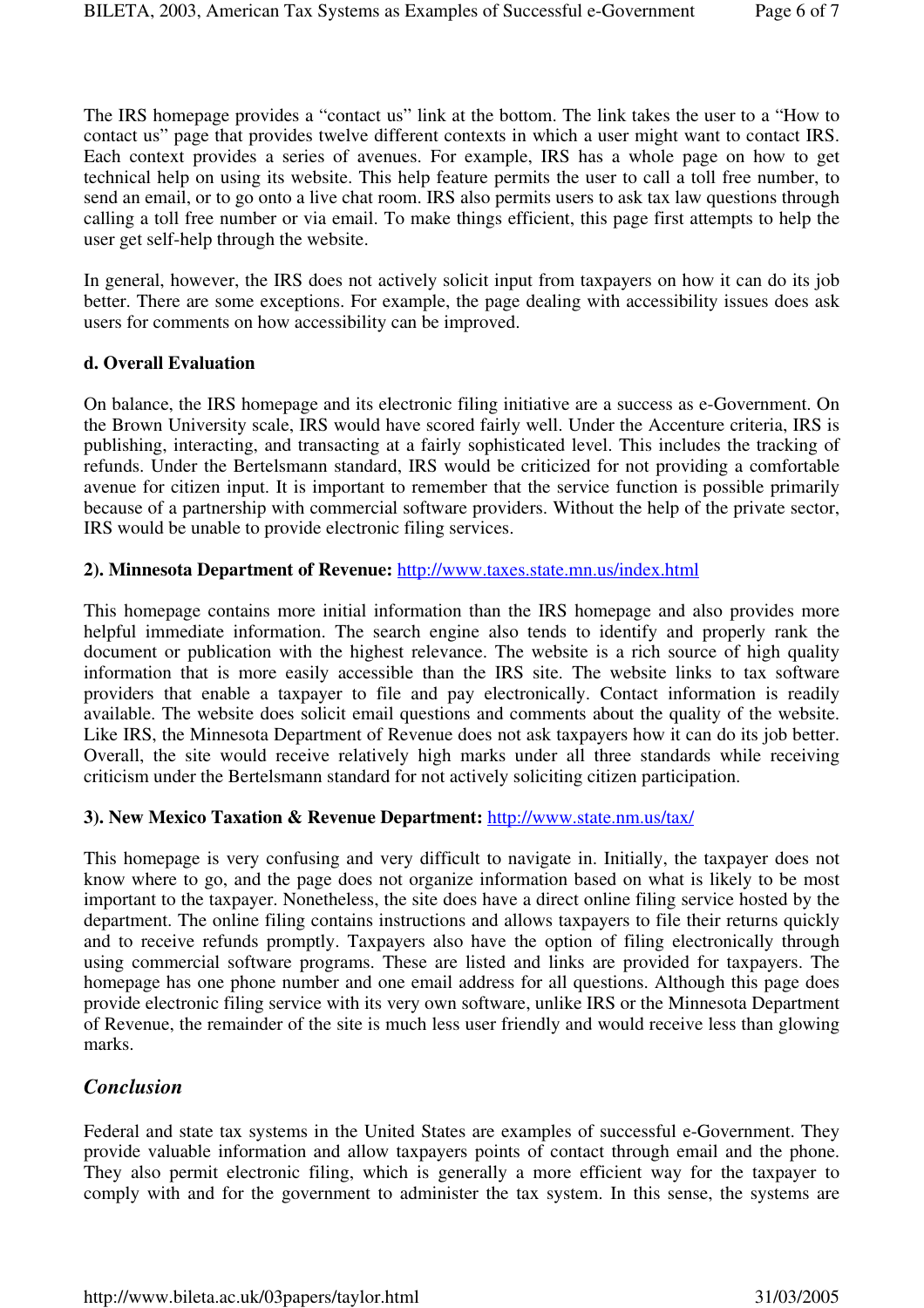The IRS homepage provides a "contact us" link at the bottom. The link takes the user to a "How to contact us" page that provides twelve different contexts in which a user might want to contact IRS. Each context provides a series of avenues. For example, IRS has a whole page on how to get technical help on using its website. This help feature permits the user to call a toll free number, to send an email, or to go onto a live chat room. IRS also permits users to ask tax law questions through calling a toll free number or via email. To make things efficient, this page first attempts to help the user get self-help through the website.

In general, however, the IRS does not actively solicit input from taxpayers on how it can do its job better. There are some exceptions. For example, the page dealing with accessibility issues does ask users for comments on how accessibility can be improved.

**d. Overall Evaluation**

On balance, the IRS homepage and its electronic filing initiative are a success as e-Government. On the Brown University scale, IRS would have scored fairly well. Under the Accenture criteria, IRS is publishing, interacting, and transacting at a fairly sophisticated level. This includes the tracking of refunds. Under the Bertelsmann standard, IRS would be criticized for not providing a comfortable avenue for citizen input. It is important to remember that the service function is possible primarily because of a partnership with commercial software providers. Without the help of the private sector, IRS would be unable to provide electronic filing services.

**2). Minnesota Department of Revenue:** http://www.taxes.state.mn.us/index.html

This homepage contains more initial information than the IRS homepage and also provides more helpful immediate information. The search engine also tends to identify and properly rank the document or publication with the highest relevance. The website is a rich source of high quality information that is more easily accessible than the IRS site. The website links to tax software providers that enable a taxpayer to file and pay electronically. Contact information is readily available. The website does solicit email questions and comments about the quality of the website. Like IRS, the Minnesota Department of Revenue does not ask taxpayers how it can do its job better. Overall, the site would receive relatively high marks under all three standards while receiving criticism under the Bertelsmann standard for not actively soliciting citizen participation.

**3). New Mexico Taxation & Revenue Department:** http://www.state.nm.us/tax/

This homepage is very confusing and very difficult to navigate in. Initially, the taxpayer does not know where to go, and the page does not organize information based on what is likely to be most important to the taxpayer. Nonetheless, the site does have a direct online filing service hosted by the department. The online filing contains instructions and allows taxpayers to file their returns quickly and to receive refunds promptly. Taxpayers also have the option of filing electronically through using commercial software programs. These are listed and links are provided for taxpayers. The homepage has one phone number and one email address for all questions. Although this page does provide electronic filing service with its very own software, unlike IRS or the Minnesota Department of Revenue, the remainder of the site is much less user friendly and would receive less than glowing marks.

## *Conclusion*

Federal and state tax systems in the United States are examples of successful e-Government. They provide valuable information and allow taxpayers points of contact through email and the phone. They also permit electronic filing, which is generally a more efficient way for the taxpayer to comply with and for the government to administer the tax system. In this sense, the systems are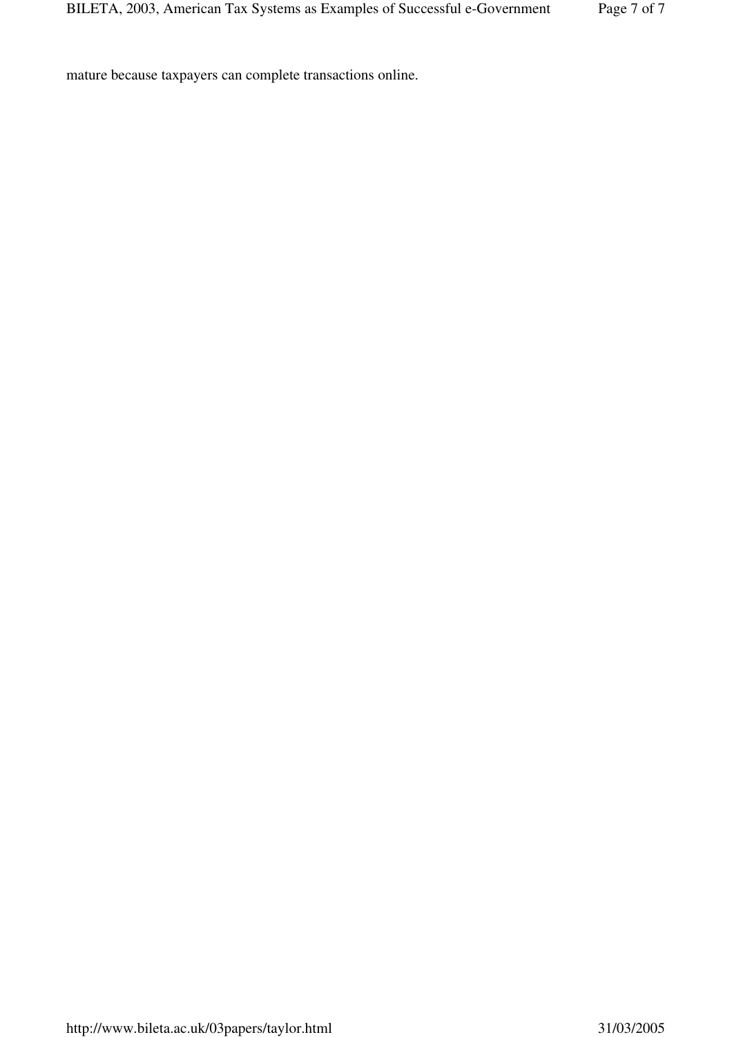mature because taxpayers can complete transactions online.